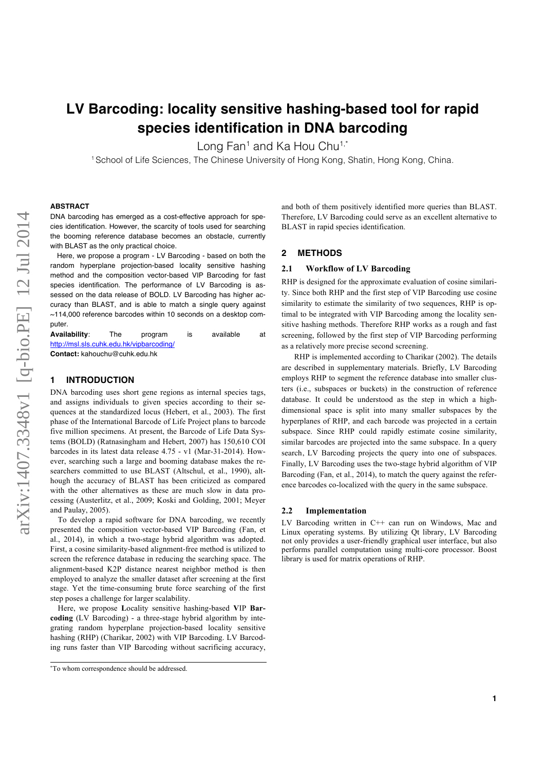# LV Barcoding: locality sensitive hashing-based tool for rapid species identification in DNA barcoding

Long Fan[1] and Ka Hou Chu[1,*]

[1] School of Life Sciences, The Chinese University of Hong Kong, Shatin, Hong Kong, China.

## ABSTRACT

DNA barcoding has emerged as a cost-effective approach for species identification. However, the scarcity of tools used for searching the booming reference database becomes an obstacle, currently with BLAST as the only practical choice.

Here, we propose a program - LV Barcoding - based on both the random hyperplane projection-based locality sensitive hashing method and the composition vector-based VIP Barcoding for fast species identification. The performance of LV Barcoding is assessed on the data release of BOLD. LV Barcoding has higher accuracy than BLAST, and is able to match a single query against ~114,000 reference barcodes within 10 seconds on a desktop computer.

**Availability**: The program is available at http://msl.sls.cuhk.edu.hk/vipbarcoding/

**Contact:** kahouchu@cuhk.edu.hk

## 1 INTRODUCTION

DNA barcoding uses short gene regions as internal species tags, and assigns individuals to given species according to their sequences at the standardized locus (Hebert, et al., 2003). The first phase of the International Barcode of Life Project plans to barcode five million specimens. At present, the Barcode of Life Data Systems (BOLD) (Ratnasingham and Hebert, 2007) has 150,610 COI barcodes in its latest data release 4.75 - v1 (Mar-31-2014). However, searching such a large and booming database makes the researchers committed to use BLAST (Altschul, et al., 1990), although the accuracy of BLAST has been criticized as compared with the other alternatives as these are much slow in data processing (Austerlitz, et al., 2009; Koski and Golding, 2001; Meyer and Paulay, 2005).

To develop a rapid software for DNA barcoding, we recently presented the composition vector-based VIP Barcoding (Fan, et al., 2014), in which a two-stage hybrid algorithm was adopted. First, a cosine similarity-based alignment-free method is utilized to screen the reference database in reducing the searching space. The alignment-based K2P distance nearest neighbor method is then employed to analyze the smaller dataset after screening at the first stage. Yet the time-consuming brute force searching of the first step poses a challenge for larger scalability.

Here, we propose **L**ocality sensitive hashing-based **V**IP **Barcoding** (LV Barcoding) - a three-stage hybrid algorithm by integrating random hyperplane projection-based locality sensitive hashing (RHP) (Charikar, 2002) with VIP Barcoding. LV Barcoding runs faster than VIP Barcoding without sacrificing accuracy, and both of them positively identified more queries than BLAST. Therefore, LV Barcoding could serve as an excellent alternative to BLAST in rapid species identification.

## 2 METHODS

### 2.1 Workflow of LV Barcoding

RHP is designed for the approximate evaluation of cosine similarity. Since both RHP and the first step of VIP Barcoding use cosine similarity to estimate the similarity of two sequences, RHP is optimal to be integrated with VIP Barcoding among the locality sensitive hashing methods. Therefore RHP works as a rough and fast screening, followed by the first step of VIP Barcoding performing as a relatively more precise second screening.

RHP is implemented according to Charikar (2002). The details are described in supplementary materials. Briefly, LV Barcoding employs RHP to segment the reference database into smaller clusters (i.e., subspaces or buckets) in the construction of reference database. It could be understood as the step in which a high-dimensional space is split into many smaller subspaces by the hyperplanes of RHP, and each barcode was projected in a certain subspace. Since RHP could rapidly estimate cosine similarity, similar barcodes are projected into the same subspace. In a query search, LV Barcoding projects the query into one of subspaces. Finally, LV Barcoding uses the two-stage hybrid algorithm of VIP Barcoding (Fan, et al., 2014), to match the query against the reference barcodes co-localized with the query in the same subspace.

### 2.2 Implementation

LV Barcoding written in C++ can run on Windows, Mac and Linux operating systems. By utilizing Qt library, LV Barcoding not only provides a user-friendly graphical user interface, but also performs parallel computation using multi-core processor. Boost library is used for matrix operations of RHP.

---

*To whom correspondence should be addressed.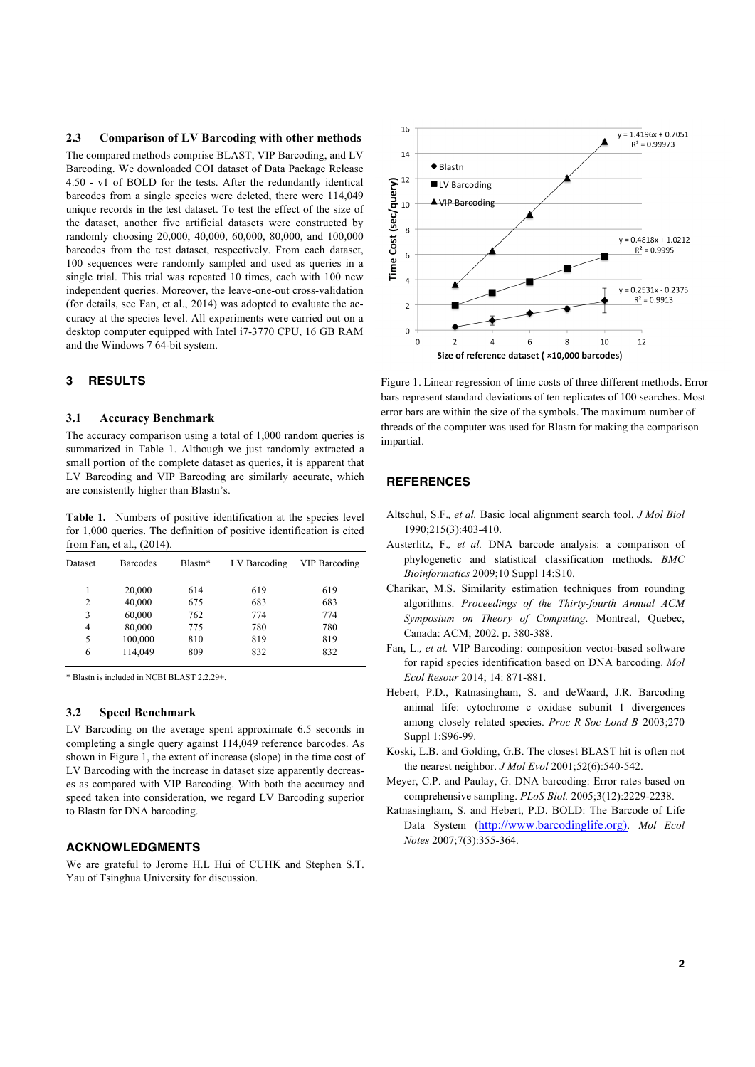### 2.3 Comparison of LV Barcoding with other methods

The compared methods comprise BLAST, VIP Barcoding, and LV Barcoding. We downloaded COI dataset of Data Package Release 4.50 - v1 of BOLD for the tests. After the redundantly identical barcodes from a single species were deleted, there were 114,049 unique records in the test dataset. To test the effect of the size of the dataset, another five artificial datasets were constructed by randomly choosing 20,000, 40,000, 60,000, 80,000, and 100,000 barcodes from the test dataset, respectively. From each dataset, 100 sequences were randomly sampled and used as queries in a single trial. This trial was repeated 10 times, each with 100 new independent queries. Moreover, the leave-one-out cross-validation (for details, see Fan, et al., 2014) was adopted to evaluate the accuracy at the species level. All experiments were carried out on a desktop computer equipped with Intel i7-3770 CPU, 16 GB RAM and the Windows 7 64-bit system.

## 3 RESULTS

### 3.1 Accuracy Benchmark

The accuracy comparison using a total of 1,000 random queries is summarized in Table 1. Although we just randomly extracted a small portion of the complete dataset as queries, it is apparent that LV Barcoding and VIP Barcoding are similarly accurate, which are consistently higher than Blastn's.

**Table 1.** Numbers of positive identification at the species level for 1,000 queries. The definition of positive identification is cited from Fan, et al., (2014).

| Dataset | Barcodes | Blastn* | LV Barcoding | VIP Barcoding |
|---|---|---|---|---|
| 1 | 20,000 | 614 | 619 | 619 |
| 2 | 40,000 | 675 | 683 | 683 |
| 3 | 60,000 | 762 | 774 | 774 |
| 4 | 80,000 | 775 | 780 | 780 |
| 5 | 100,000 | 810 | 819 | 819 |
| 6 | 114,049 | 809 | 832 | 832 |

\* Blastn is included in NCBI BLAST 2.2.29+.

### 3.2 Speed Benchmark

LV Barcoding on the average spent approximate 6.5 seconds in completing a single query against 114,049 reference barcodes. As shown in Figure 1, the extent of increase (slope) in the time cost of LV Barcoding with the increase in dataset size apparently decreases as compared with VIP Barcoding. With both the accuracy and speed taken into consideration, we regard LV Barcoding superior to Blastn for DNA barcoding.

## ACKNOWLEDGMENTS

We are grateful to Jerome H.L Hui of CUHK and Stephen S.T. Yau of Tsinghua University for discussion.

Figure 1. Linear regression of time costs of three different methods. Error bars represent standard deviations of ten replicates of 100 searches. Most error bars are within the size of the symbols. The maximum number of threads of the computer was used for Blastn for making the comparison impartial.

## REFERENCES

Altschul, S.F., *et al.* Basic local alignment search tool. *J Mol Biol* 1990;215(3):403-410.

Austerlitz, F., *et al.* DNA barcode analysis: a comparison of phylogenetic and statistical classification methods. *BMC Bioinformatics* 2009;10 Suppl 14:S10.

Charikar, M.S. Similarity estimation techniques from rounding algorithms. *Proceedings of the Thirty-fourth Annual ACM Symposium on Theory of Computing*. Montreal, Quebec, Canada: ACM; 2002. p. 380-388.

Fan, L., *et al.* VIP Barcoding: composition vector-based software for rapid species identification based on DNA barcoding. *Mol Ecol Resour* 2014; 14: 871-881.

Hebert, P.D., Ratnasingham, S. and deWaard, J.R. Barcoding animal life: cytochrome c oxidase subunit 1 divergences among closely related species. *Proc R Soc Lond B* 2003;270 Suppl 1:S96-99.

Koski, L.B. and Golding, G.B. The closest BLAST hit is often not the nearest neighbor. *J Mol Evol* 2001;52(6):540-542.

Meyer, C.P. and Paulay, G. DNA barcoding: Error rates based on comprehensive sampling. *PLoS Biol.* 2005;3(12):2229-2238.

Ratnasingham, S. and Hebert, P.D. BOLD: The Barcode of Life Data System (http://www.barcodinglife.org). *Mol Ecol Notes* 2007;7(3):355-364.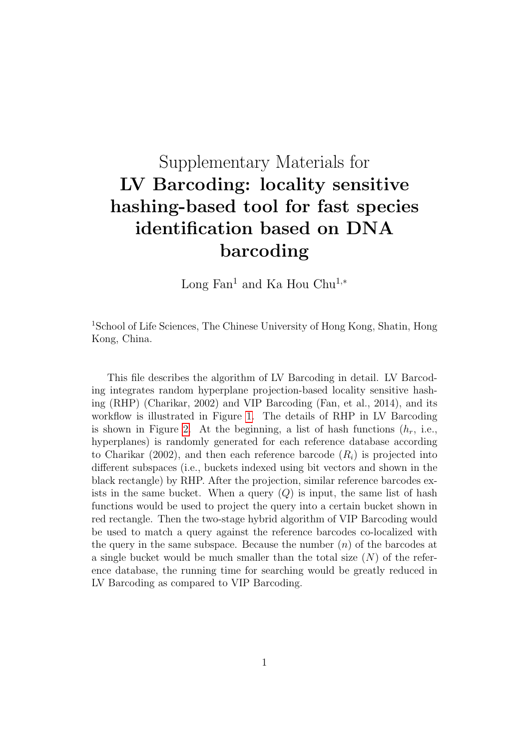Supplementary Materials for

# LV Barcoding: locality sensitive hashing-based tool for fast species identification based on DNA barcoding

Long Fan[1] and Ka Hou Chu[1,*]

[1]School of Life Sciences, The Chinese University of Hong Kong, Shatin, Hong Kong, China.

This file describes the algorithm of LV Barcoding in detail. LV Barcoding integrates random hyperplane projection-based locality sensitive hashing (RHP) (Charikar, 2002) and VIP Barcoding (Fan, et al., 2014), and its workflow is illustrated in Figure 1. The details of RHP in LV Barcoding is shown in Figure 2. At the beginning, a list of hash functions ($h_r$, i.e., hyperplanes) is randomly generated for each reference database according to Charikar (2002), and then each reference barcode ($R_i$) is projected into different subspaces (i.e., buckets indexed using bit vectors and shown in the black rectangle) by RHP. After the projection, similar reference barcodes exists in the same bucket. When a query ($Q$) is input, the same list of hash functions would be used to project the query into a certain bucket shown in red rectangle. Then the two-stage hybrid algorithm of VIP Barcoding would be used to match a query against the reference barcodes co-localized with the query in the same subspace. Because the number ($n$) of the barcodes at a single bucket would be much smaller than the total size ($N$) of the reference database, the running time for searching would be greatly reduced in LV Barcoding as compared to VIP Barcoding.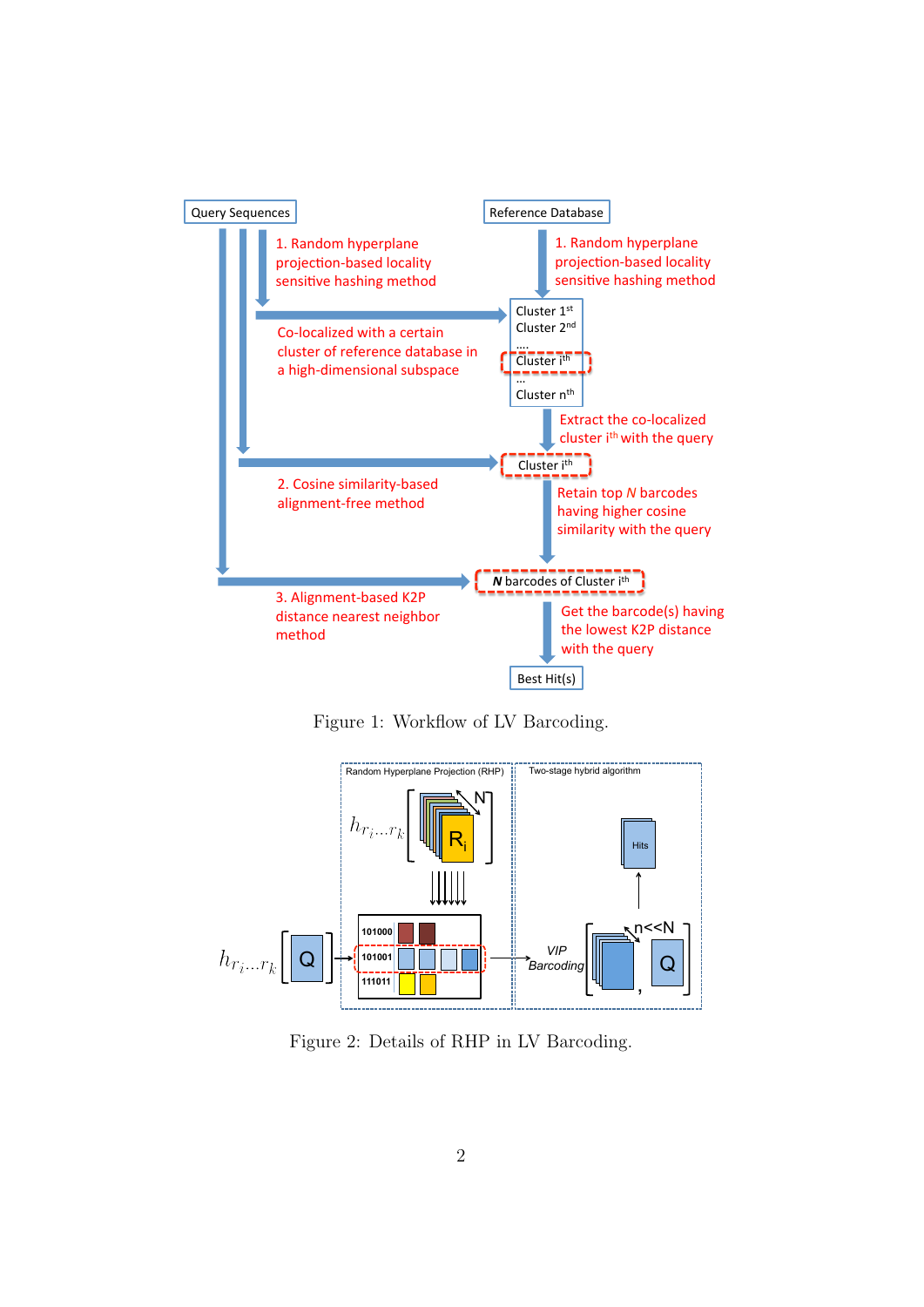Figure 1: Workflow of LV Barcoding.

Figure 2: Details of RHP in LV Barcoding.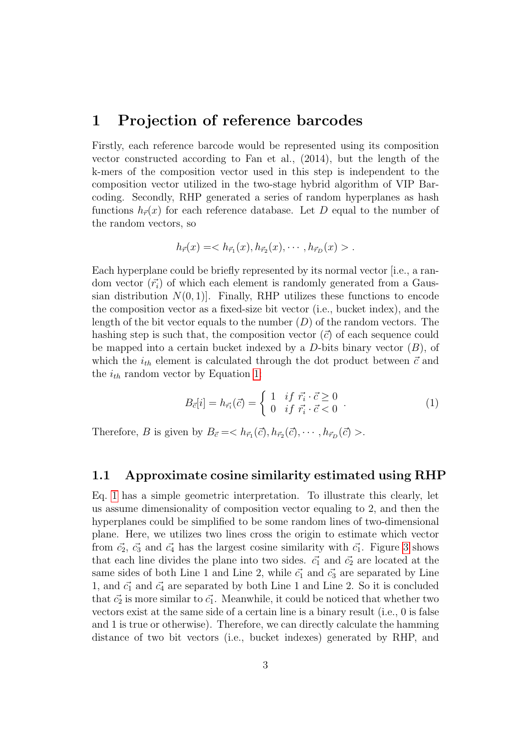# 1 Projection of reference barcodes

Firstly, each reference barcode would be represented using its composition vector constructed according to Fan et al., (2014), but the length of the k-mers of the composition vector used in this step is independent to the composition vector utilized in the two-stage hybrid algorithm of VIP Barcoding. Secondly, RHP generated a series of random hyperplanes as hash functions $h_{\vec{r}}(x)$ for each reference database. Let $D$ equal to the number of the random vectors, so

$$h_{\vec{r}}(x) =< h_{\vec{r_1}}(x), h_{\vec{r_2}}(x), \cdots, h_{\vec{r_D}}(x) > .$$

Each hyperplane could be briefly represented by its normal vector [i.e., a random vector ($\vec{r_i}$) of which each element is randomly generated from a Gaussian distribution $N(0, 1)$]. Finally, RHP utilizes these functions to encode the composition vector as a fixed-size bit vector (i.e., bucket index), and the length of the bit vector equals to the number ($D$) of the random vectors. The hashing step is such that, the composition vector ($\vec{c}$) of each sequence could be mapped into a certain bucket indexed by a $D$-bits binary vector ($B$), of which the $i_{th}$ element is calculated through the dot product between $\vec{c}$ and the $i_{th}$ random vector by Equation 1:

$$B_{\vec{c}}[i] = h_{\vec{r_i}}(\vec{c}) = \begin{cases} 1 & if\ \vec{r_i} \cdot \vec{c} \geq 0 \\ 0 & if\ \vec{r_i} \cdot \vec{c} < 0 \end{cases} . \tag{1}$$

Therefore, $B$ is given by $B_{\vec{c}} =< h_{\vec{r_1}}(\vec{c}), h_{\vec{r_2}}(\vec{c}), \cdots, h_{\vec{r_D}}(\vec{c}) >$.

## 1.1 Approximate cosine similarity estimated using RHP

Eq. 1 has a simple geometric interpretation. To illustrate this clearly, let us assume dimensionality of composition vector equaling to 2, and then the hyperplanes could be simplified to be some random lines of two-dimensional plane. Here, we utilizes two lines cross the origin to estimate which vector from $\vec{c_2}$, $\vec{c_3}$ and $\vec{c_4}$ has the largest cosine similarity with $\vec{c_1}$. Figure 3 shows that each line divides the plane into two sides. $\vec{c_1}$ and $\vec{c_2}$ are located at the same sides of both Line 1 and Line 2, while $\vec{c_1}$ and $\vec{c_3}$ are separated by Line 1, and $\vec{c_1}$ and $\vec{c_4}$ are separated by both Line 1 and Line 2. So it is concluded that $\vec{c_2}$ is more similar to $\vec{c_1}$. Meanwhile, it could be noticed that whether two vectors exist at the same side of a certain line is a binary result (i.e., 0 is false and 1 is true or otherwise). Therefore, we can directly calculate the hamming distance of two bit vectors (i.e., bucket indexes) generated by RHP, and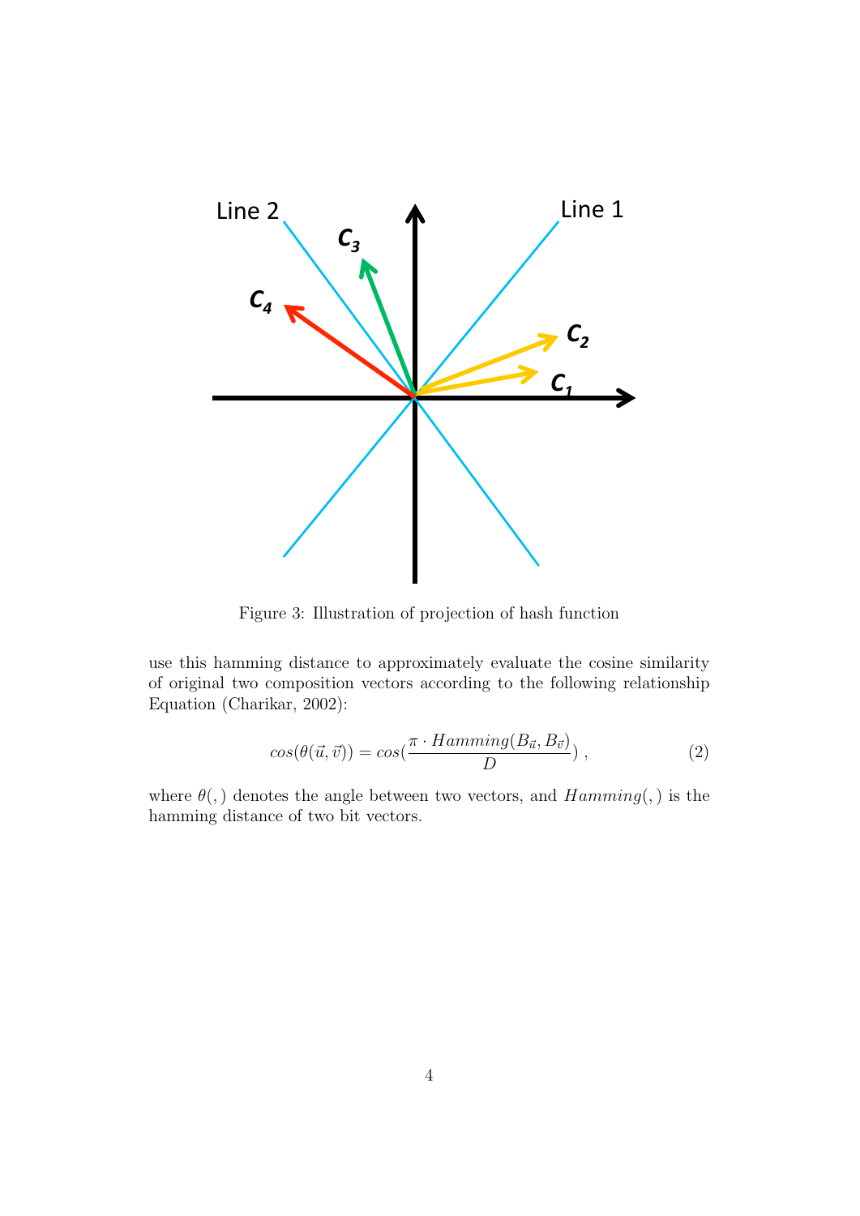Figure 3: Illustration of projection of hash function

use this hamming distance to approximately evaluate the cosine similarity of original two composition vectors according to the following relationship Equation (Charikar, 2002):

$$cos(\theta(\vec{u}, \vec{v})) = cos(\frac{\pi \cdot Hamming(B_{\vec{u}}, B_{\vec{v}})}{D}) \, , \tag{2}$$

where $\theta(,)$ denotes the angle between two vectors, and $Hamming(,)$ is the hamming distance of two bit vectors.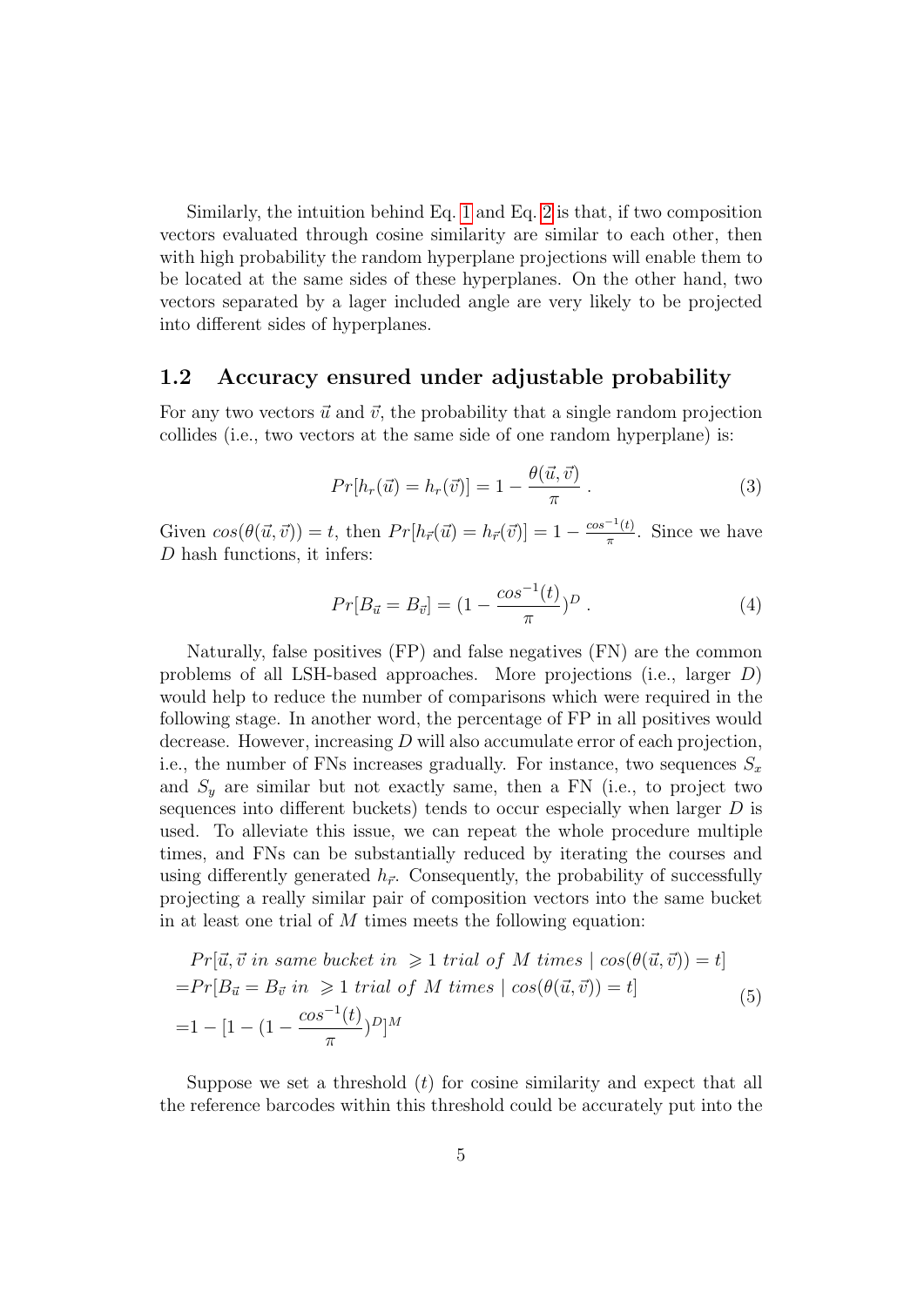Similarly, the intuition behind Eq. 1 and Eq. 2 is that, if two composition vectors evaluated through cosine similarity are similar to each other, then with high probability the random hyperplane projections will enable them to be located at the same sides of these hyperplanes. On the other hand, two vectors separated by a lager included angle are very likely to be projected into different sides of hyperplanes.

### 1.2 Accuracy ensured under adjustable probability

For any two vectors $\vec{u}$ and $\vec{v}$, the probability that a single random projection collides (i.e., two vectors at the same side of one random hyperplane) is:

$$Pr[h_r(\vec{u}) = h_r(\vec{v})] = 1 - \frac{\theta(\vec{u}, \vec{v})}{\pi} \ . \tag{3}$$

Given $cos(\theta(\vec{u}, \vec{v})) = t$, then $Pr[h_{\vec{r}}(\vec{u}) = h_{\vec{r}}(\vec{v})] = 1 - \frac{cos^{-1}(t)}{\pi}$. Since we have $D$ hash functions, it infers:

$$Pr[B_{\vec{u}} = B_{\vec{v}}] = (1 - \frac{cos^{-1}(t)}{\pi})^D \ . \tag{4}$$

Naturally, false positives (FP) and false negatives (FN) are the common problems of all LSH-based approaches. More projections (i.e., larger $D$) would help to reduce the number of comparisons which were required in the following stage. In another word, the percentage of FP in all positives would decrease. However, increasing $D$ will also accumulate error of each projection, i.e., the number of FNs increases gradually. For instance, two sequences $S_x$ and $S_y$ are similar but not exactly same, then a FN (i.e., to project two sequences into different buckets) tends to occur especially when larger $D$ is used. To alleviate this issue, we can repeat the whole procedure multiple times, and FNs can be substantially reduced by iterating the courses and using differently generated $h_{\vec{r}}$. Consequently, the probability of successfully projecting a really similar pair of composition vectors into the same bucket in at least one trial of $M$ times meets the following equation:

$$\begin{aligned}
&Pr[\vec{u}, \vec{v} \ in \ same \ bucket \ in \ \geqslant 1 \ trial \ of \ M \ times \mid cos(\theta(\vec{u}, \vec{v})) = t] \\
=&Pr[B_{\vec{u}} = B_{\vec{v}} \ in \ \geqslant 1 \ trial \ of \ M \ times \mid cos(\theta(\vec{u}, \vec{v})) = t] \\
=&1 - [1 - (1 - \frac{cos^{-1}(t)}{\pi})^D]^M
\end{aligned} \tag{5}$$

Suppose we set a threshold ($t$) for cosine similarity and expect that all the reference barcodes within this threshold could be accurately put into the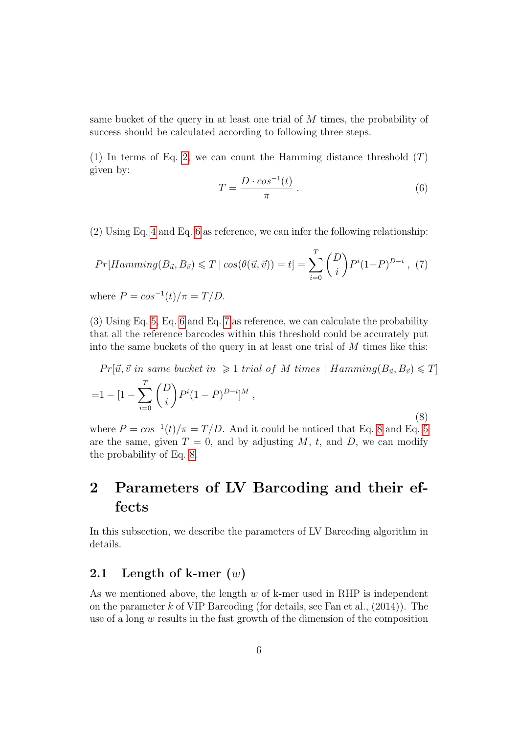same bucket of the query in at least one trial of $M$ times, the probability of success should be calculated according to following three steps.

(1) In terms of Eq. 2, we can count the Hamming distance threshold ($T$) given by:

$$T = \frac{D \cdot cos^{-1}(t)}{\pi} \; . \tag{6}$$

(2) Using Eq. 4 and Eq. 6 as reference, we can infer the following relationship:

$$Pr[Hamming(B_{\vec{u}}, B_{\vec{v}}) \leqslant T \mid cos(\theta(\vec{u}, \vec{v})) = t] = \sum_{i=0}^{T} \binom{D}{i} P^i (1-P)^{D-i} \; , \tag{7}$$

where $P = cos^{-1}(t)/\pi = T/D$.

(3) Using Eq. 5, Eq. 6 and Eq. 7 as reference, we can calculate the probability that all the reference barcodes within this threshold could be accurately put into the same buckets of the query in at least one trial of $M$ times like this:

$$\begin{aligned} &Pr[\vec{u}, \vec{v} \; in \; same \; bucket \; in \; \geqslant 1 \; trial \; of \; M \; times \mid Hamming(B_{\vec{u}}, B_{\vec{v}}) \leqslant T] \\ =&1 - [1 - \sum_{i=0}^{T} \binom{D}{i} P^i (1-P)^{D-i}]^M \; , \end{aligned} \tag{8}$$

where $P = cos^{-1}(t)/\pi = T/D$. And it could be noticed that Eq. 8 and Eq. 5 are the same, given $T = 0$, and by adjusting $M$, $t$, and $D$, we can modify the probability of Eq. 8.

# 2 Parameters of LV Barcoding and their effects

In this subsection, we describe the parameters of LV Barcoding algorithm in details.

## 2.1 Length of k-mer ($w$)

As we mentioned above, the length $w$ of k-mer used in RHP is independent on the parameter $k$ of VIP Barcoding (for details, see Fan et al., (2014)). The use of a long $w$ results in the fast growth of the dimension of the composition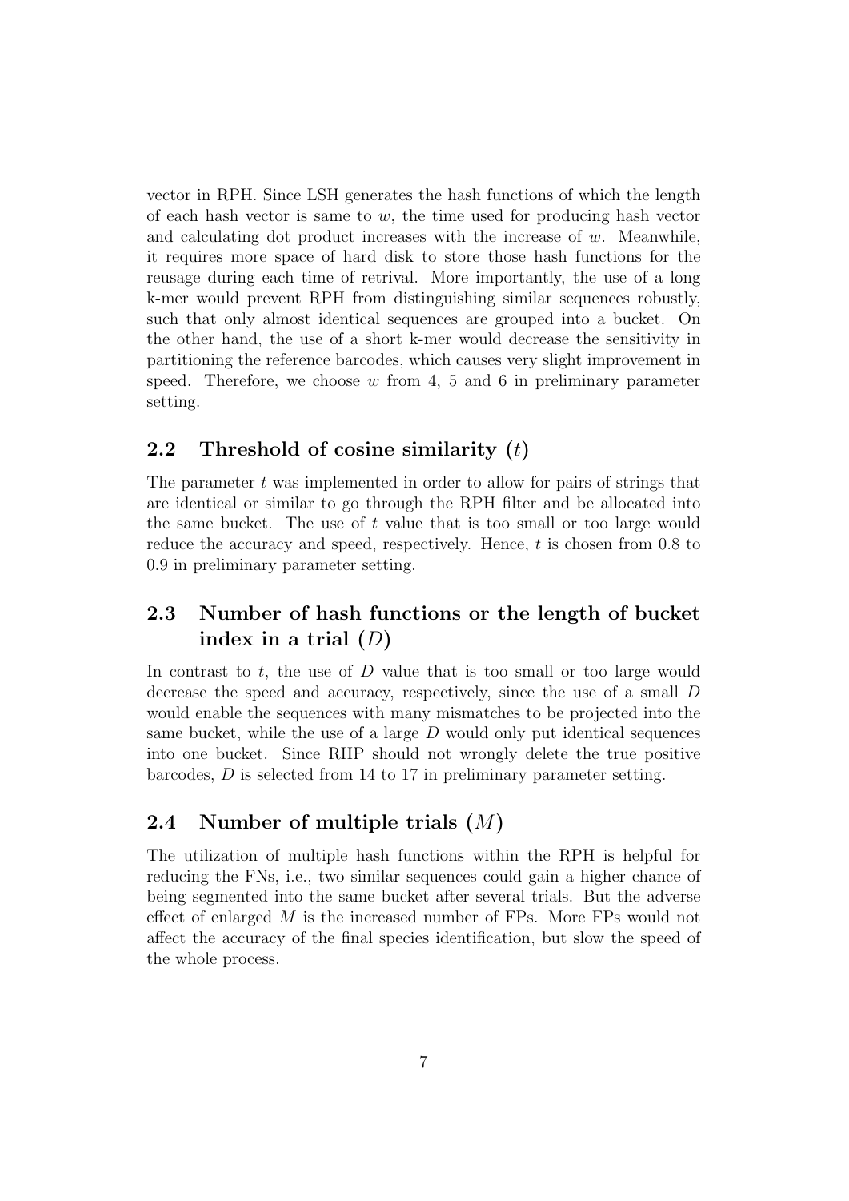vector in RPH. Since LSH generates the hash functions of which the length of each hash vector is same to $w$, the time used for producing hash vector and calculating dot product increases with the increase of $w$. Meanwhile, it requires more space of hard disk to store those hash functions for the reusage during each time of retrival. More importantly, the use of a long k-mer would prevent RPH from distinguishing similar sequences robustly, such that only almost identical sequences are grouped into a bucket. On the other hand, the use of a short k-mer would decrease the sensitivity in partitioning the reference barcodes, which causes very slight improvement in speed. Therefore, we choose $w$ from 4, 5 and 6 in preliminary parameter setting.

## 2.2 Threshold of cosine similarity ($t$)

The parameter $t$ was implemented in order to allow for pairs of strings that are identical or similar to go through the RPH filter and be allocated into the same bucket. The use of $t$ value that is too small or too large would reduce the accuracy and speed, respectively. Hence, $t$ is chosen from 0.8 to 0.9 in preliminary parameter setting.

## 2.3 Number of hash functions or the length of bucket index in a trial ($D$)

In contrast to $t$, the use of $D$ value that is too small or too large would decrease the speed and accuracy, respectively, since the use of a small $D$ would enable the sequences with many mismatches to be projected into the same bucket, while the use of a large $D$ would only put identical sequences into one bucket. Since RHP should not wrongly delete the true positive barcodes, $D$ is selected from 14 to 17 in preliminary parameter setting.

## 2.4 Number of multiple trials ($M$)

The utilization of multiple hash functions within the RPH is helpful for reducing the FNs, i.e., two similar sequences could gain a higher chance of being segmented into the same bucket after several trials. But the adverse effect of enlarged $M$ is the increased number of FPs. More FPs would not affect the accuracy of the final species identification, but slow the speed of the whole process.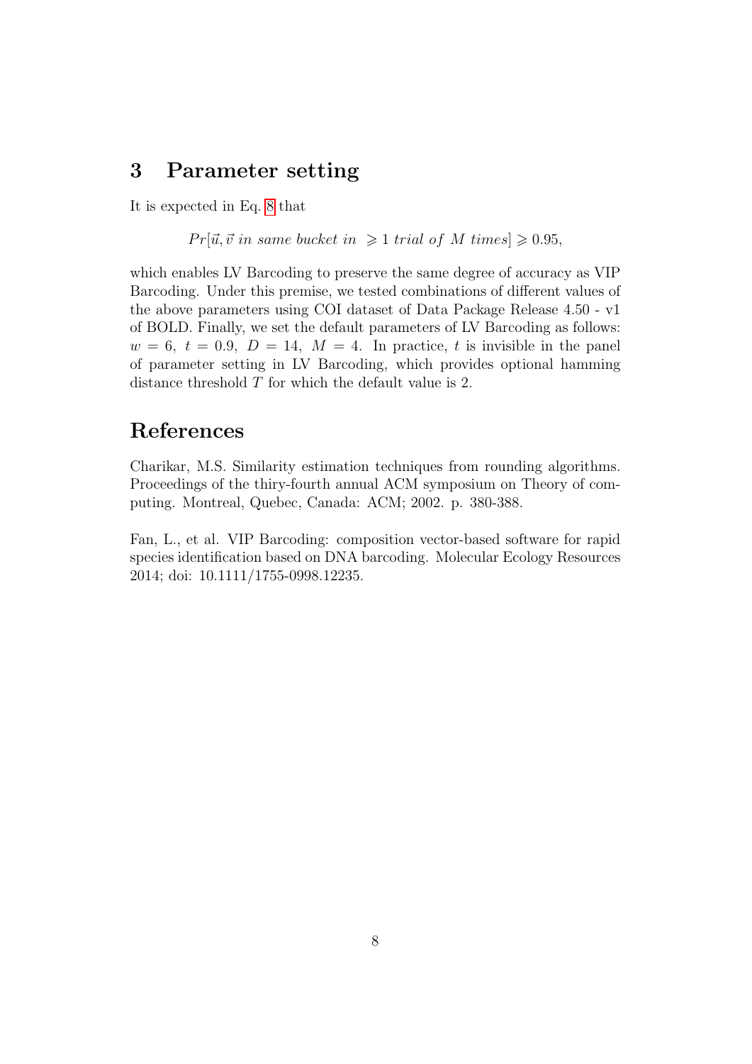## 3 Parameter setting

It is expected in Eq. 8 that

$$Pr[\vec{u}, \vec{v} \text{ in same bucket in } \geqslant 1 \text{ trial of } M \text{ times}] \geqslant 0.95,$$

which enables LV Barcoding to preserve the same degree of accuracy as VIP Barcoding. Under this premise, we tested combinations of different values of the above parameters using COI dataset of Data Package Release 4.50 - v1 of BOLD. Finally, we set the default parameters of LV Barcoding as follows: $w = 6,\ t = 0.9,\ D = 14,\ M = 4$. In practice, $t$ is invisible in the panel of parameter setting in LV Barcoding, which provides optional hamming distance threshold $T$ for which the default value is 2.

## References

Charikar, M.S. Similarity estimation techniques from rounding algorithms. Proceedings of the thiry-fourth annual ACM symposium on Theory of computing. Montreal, Quebec, Canada: ACM; 2002. p. 380-388.

Fan, L., et al. VIP Barcoding: composition vector-based software for rapid species identification based on DNA barcoding. Molecular Ecology Resources 2014; doi: 10.1111/1755-0998.12235.